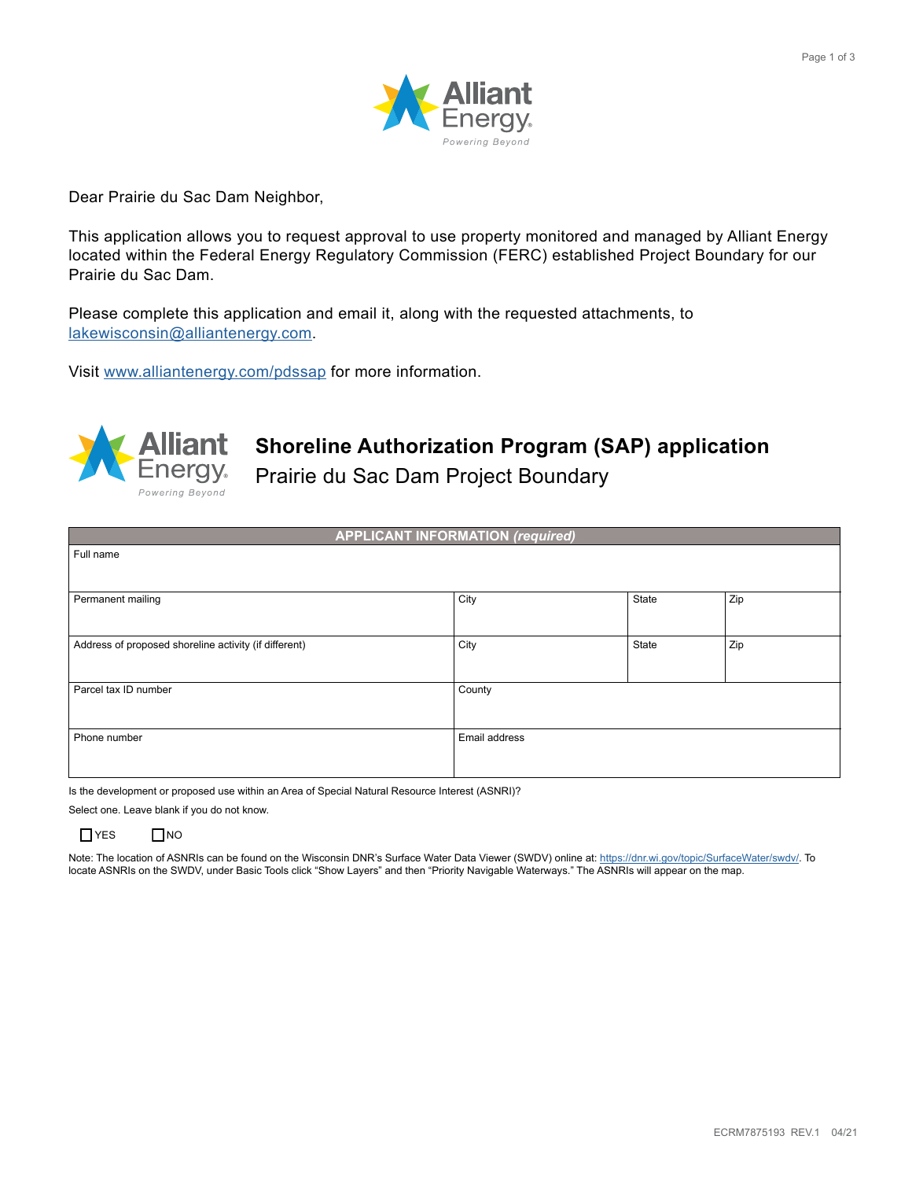Dear Prairie du Sac Dam Neighbor,

This application allows you to request approval to use property monitored and managed by Alliant Energy located within the Federal Energy Regulatory Commission (FERC) established Project Boundary for our Prairie du Sac Dam.

Please complete this application and email it, along with the requested attachments, to lakewisconsin@alliantenergy.com.

Visit www.alliantenergy.com/pdssap for more information.

# Shoreline Authorization Program (SAP) application

## Prairie du Sac Dam Project Boundary

| APPLICANT INFORMATION *(required)* | | | |
|---|---|---|---|
| Full name | | | |
| Permanent mailing | City | State | Zip |
| Address of proposed shoreline activity (if different) | City | State | Zip |
| Parcel tax ID number | County | | |
| Phone number | Email address | | |

Is the development or proposed use within an Area of Special Natural Resource Interest (ASNRI)?

Select one. Leave blank if you do not know.

☐ YES ☐ NO

Note: The location of ASNRIs can be found on the Wisconsin DNR's Surface Water Data Viewer (SWDV) online at: https://dnr.wi.gov/topic/SurfaceWater/swdv/. To locate ASNRIs on the SWDV, under Basic Tools click "Show Layers" and then "Priority Navigable Waterways." The ASNRIs will appear on the map.

ECRM7875193 REV.1 04/21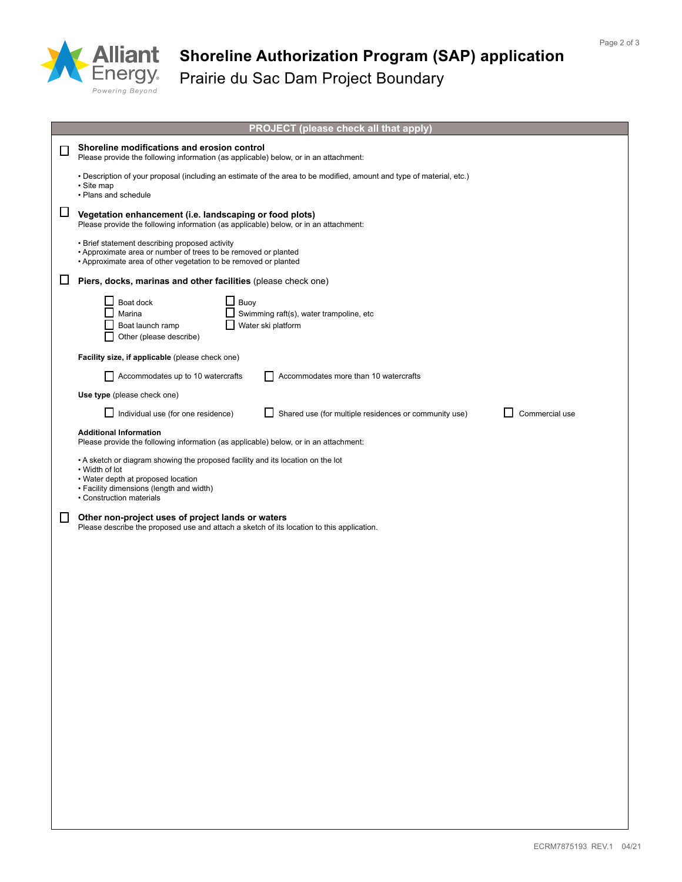# Shoreline Authorization Program (SAP) application

## Prairie du Sac Dam Project Boundary

### PROJECT (please check all that apply)

☐ **Shoreline modifications and erosion control**
Please provide the following information (as applicable) below, or in an attachment:

- Description of your proposal (including an estimate of the area to be modified, amount and type of material, etc.)
- Site map
- Plans and schedule

☐ **Vegetation enhancement (i.e. landscaping or food plots)**
Please provide the following information (as applicable) below, or in an attachment:

- Brief statement describing proposed activity
- Approximate area or number of trees to be removed or planted
- Approximate area of other vegetation to be removed or planted

☐ **Piers, docks, marinas and other facilities** (please check one)

☐ Boat dock
☐ Marina
☐ Boat launch ramp
☐ Other (please describe)
☐ Buoy
☐ Swimming raft(s), water trampoline, etc
☐ Water ski platform

**Facility size, if applicable** (please check one)

☐ Accommodates up to 10 watercrafts
☐ Accommodates more than 10 watercrafts

**Use type** (please check one)

☐ Individual use (for one residence)
☐ Shared use (for multiple residences or community use)
☐ Commercial use

**Additional Information**
Please provide the following information (as applicable) below, or in an attachment:

- A sketch or diagram showing the proposed facility and its location on the lot
- Width of lot
- Water depth at proposed location
- Facility dimensions (length and width)
- Construction materials

☐ **Other non-project uses of project lands or waters**
Please describe the proposed use and attach a sketch of its location to this application.

ECRM7875193 REV.1 04/21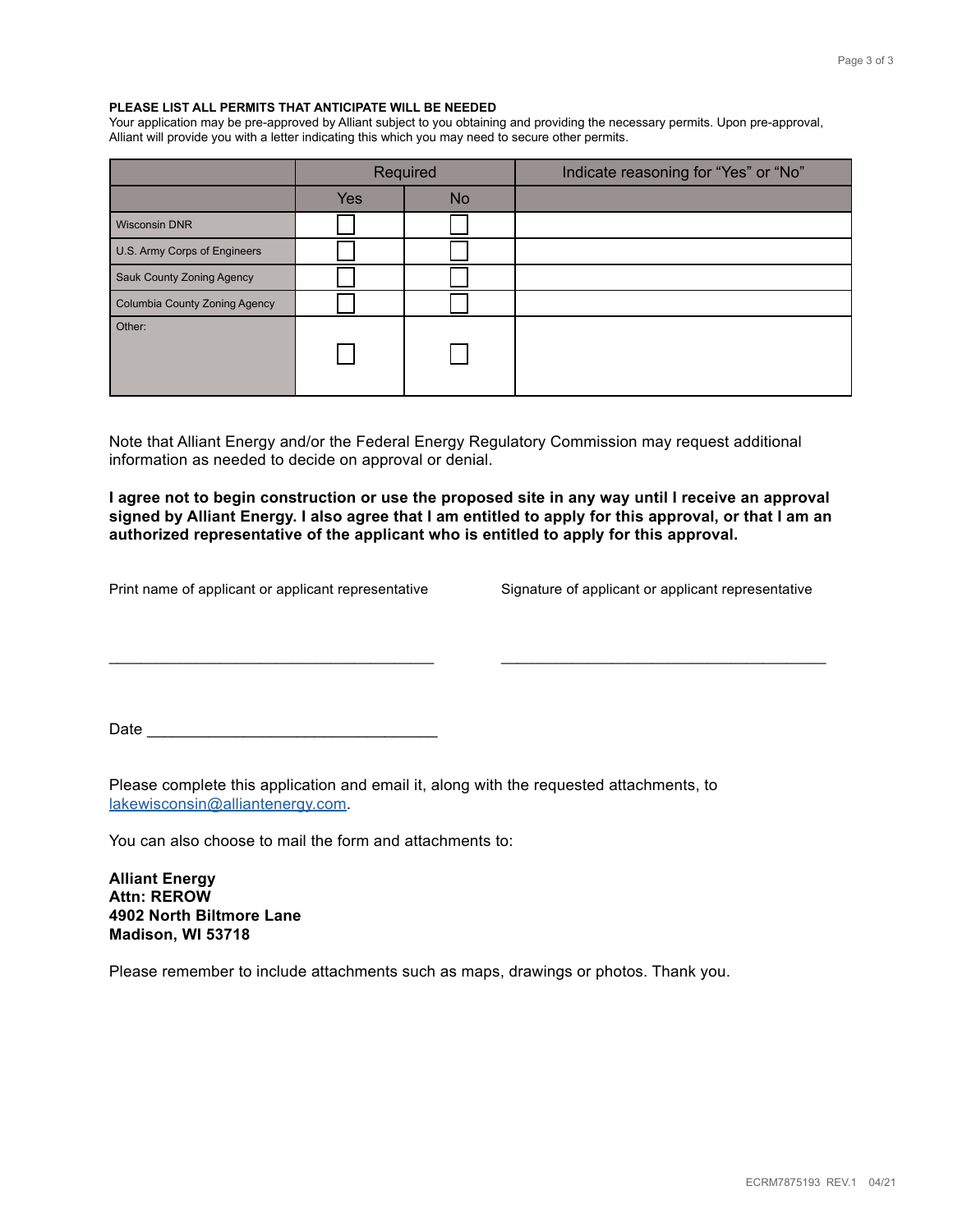**PLEASE LIST ALL PERMITS THAT ANTICIPATE WILL BE NEEDED**

Your application may be pre-approved by Alliant subject to you obtaining and providing the necessary permits. Upon pre-approval, Alliant will provide you with a letter indicating this which you may need to secure other permits.

| | Required | | Indicate reasoning for "Yes" or "No" |
|---|---|---|---|
| | Yes | No | |
| Wisconsin DNR | ☐ | ☐ | |
| U.S. Army Corps of Engineers | ☐ | ☐ | |
| Sauk County Zoning Agency | ☐ | ☐ | |
| Columbia County Zoning Agency | ☐ | ☐ | |
| Other: | ☐ | ☐ | |

Note that Alliant Energy and/or the Federal Energy Regulatory Commission may request additional information as needed to decide on approval or denial.

**I agree not to begin construction or use the proposed site in any way until I receive an approval signed by Alliant Energy. I also agree that I am entitled to apply for this approval, or that I am an authorized representative of the applicant who is entitled to apply for this approval.**

Print name of applicant or applicant representative

______________________________________

Signature of applicant or applicant representative

______________________________________

Date _________________________________

Please complete this application and email it, along with the requested attachments, to lakewisconsin@alliantenergy.com.

You can also choose to mail the form and attachments to:

**Alliant Energy**
**Attn: REROW**
**4902 North Biltmore Lane**
**Madison, WI 53718**

Please remember to include attachments such as maps, drawings or photos. Thank you.

ECRM7875193 REV.1 04/21